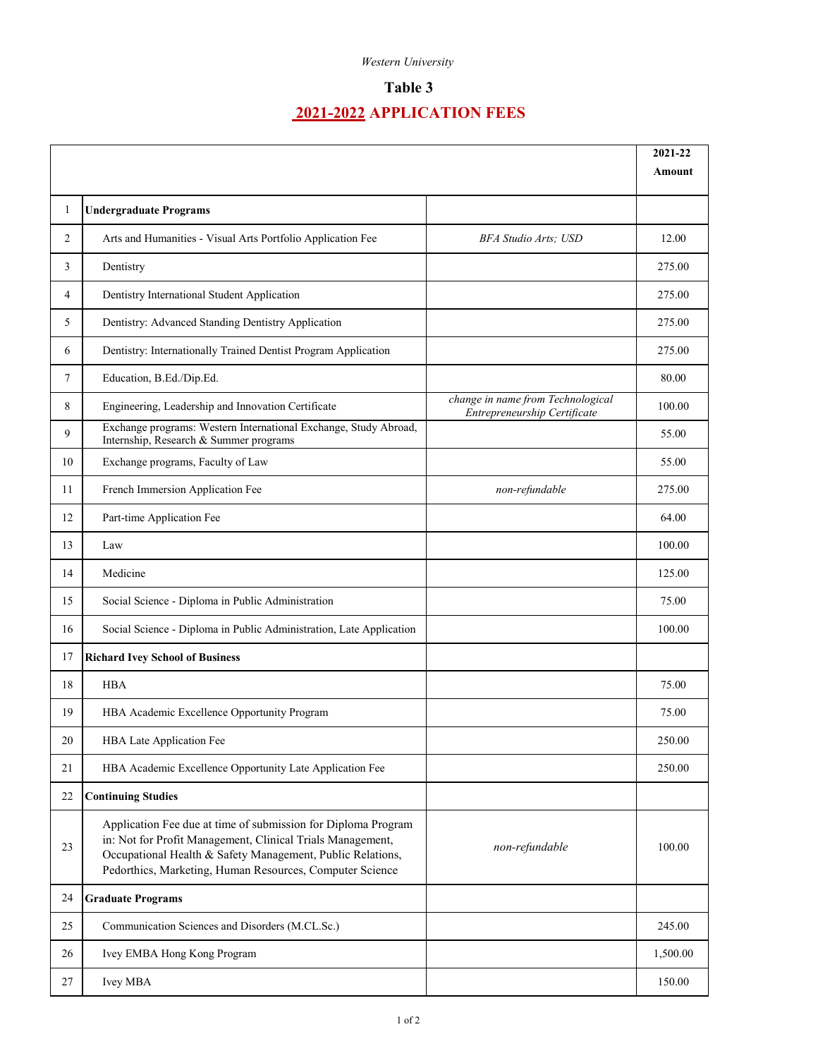*Western University*

# Table 3

## 2021-2022 APPLICATION FEES

| | | | 2021-22 Amount |
|---|---|---|---|
| 1 | **Undergraduate Programs** | | |
| 2 | Arts and Humanities - Visual Arts Portfolio Application Fee | *BFA Studio Arts; USD* | 12.00 |
| 3 | Dentistry | | 275.00 |
| 4 | Dentistry International Student Application | | 275.00 |
| 5 | Dentistry: Advanced Standing Dentistry Application | | 275.00 |
| 6 | Dentistry: Internationally Trained Dentist Program Application | | 275.00 |
| 7 | Education, B.Ed./Dip.Ed. | | 80.00 |
| 8 | Engineering, Leadership and Innovation Certificate | *change in name from Technological Entrepreneurship Certificate* | 100.00 |
| 9 | Exchange programs: Western International Exchange, Study Abroad, Internship, Research & Summer programs | | 55.00 |
| 10 | Exchange programs, Faculty of Law | | 55.00 |
| 11 | French Immersion Application Fee | *non-refundable* | 275.00 |
| 12 | Part-time Application Fee | | 64.00 |
| 13 | Law | | 100.00 |
| 14 | Medicine | | 125.00 |
| 15 | Social Science - Diploma in Public Administration | | 75.00 |
| 16 | Social Science - Diploma in Public Administration, Late Application | | 100.00 |
| 17 | **Richard Ivey School of Business** | | |
| 18 | HBA | | 75.00 |
| 19 | HBA Academic Excellence Opportunity Program | | 75.00 |
| 20 | HBA Late Application Fee | | 250.00 |
| 21 | HBA Academic Excellence Opportunity Late Application Fee | | 250.00 |
| 22 | **Continuing Studies** | | |
| 23 | Application Fee due at time of submission for Diploma Program in: Not for Profit Management, Clinical Trials Management, Occupational Health & Safety Management, Public Relations, Pedorthics, Marketing, Human Resources, Computer Science | *non-refundable* | 100.00 |
| 24 | **Graduate Programs** | | |
| 25 | Communication Sciences and Disorders (M.CL.Sc.) | | 245.00 |
| 26 | Ivey EMBA Hong Kong Program | | 1,500.00 |
| 27 | Ivey MBA | | 150.00 |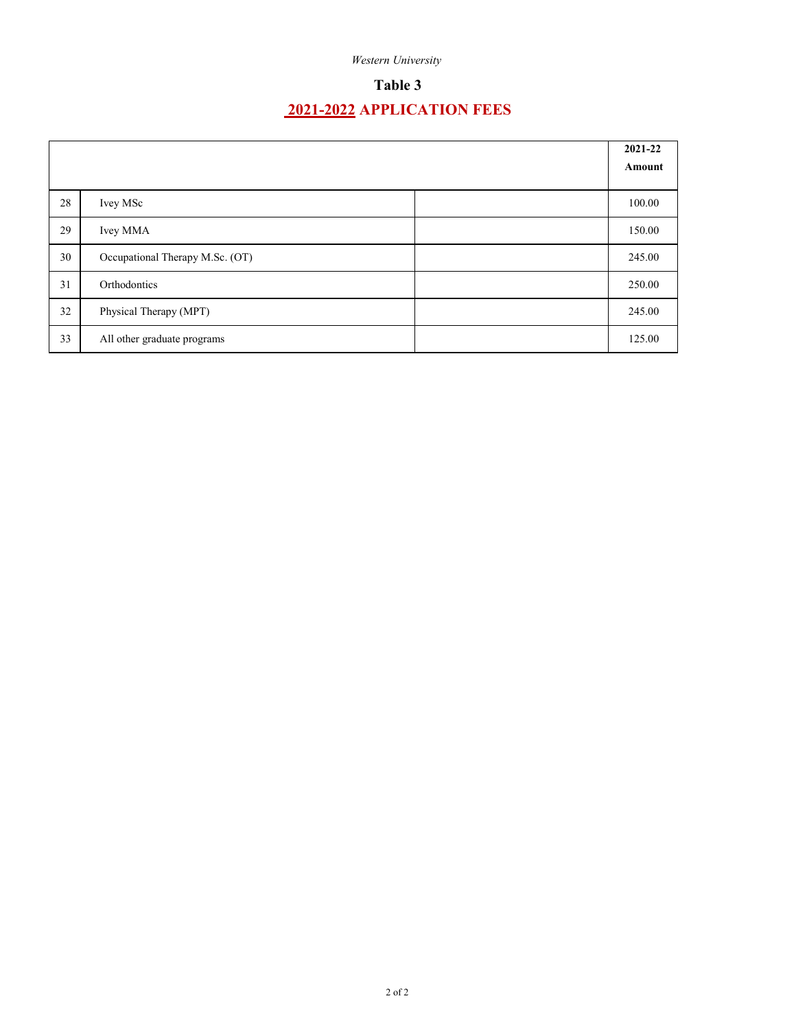*Western University*

## Table 3

## 2021-2022 APPLICATION FEES

| | | | 2021-22 Amount |
|---|---|---|---|
| 28 | Ivey MSc | | 100.00 |
| 29 | Ivey MMA | | 150.00 |
| 30 | Occupational Therapy M.Sc. (OT) | | 245.00 |
| 31 | Orthodontics | | 250.00 |
| 32 | Physical Therapy (MPT) | | 245.00 |
| 33 | All other graduate programs | | 125.00 |